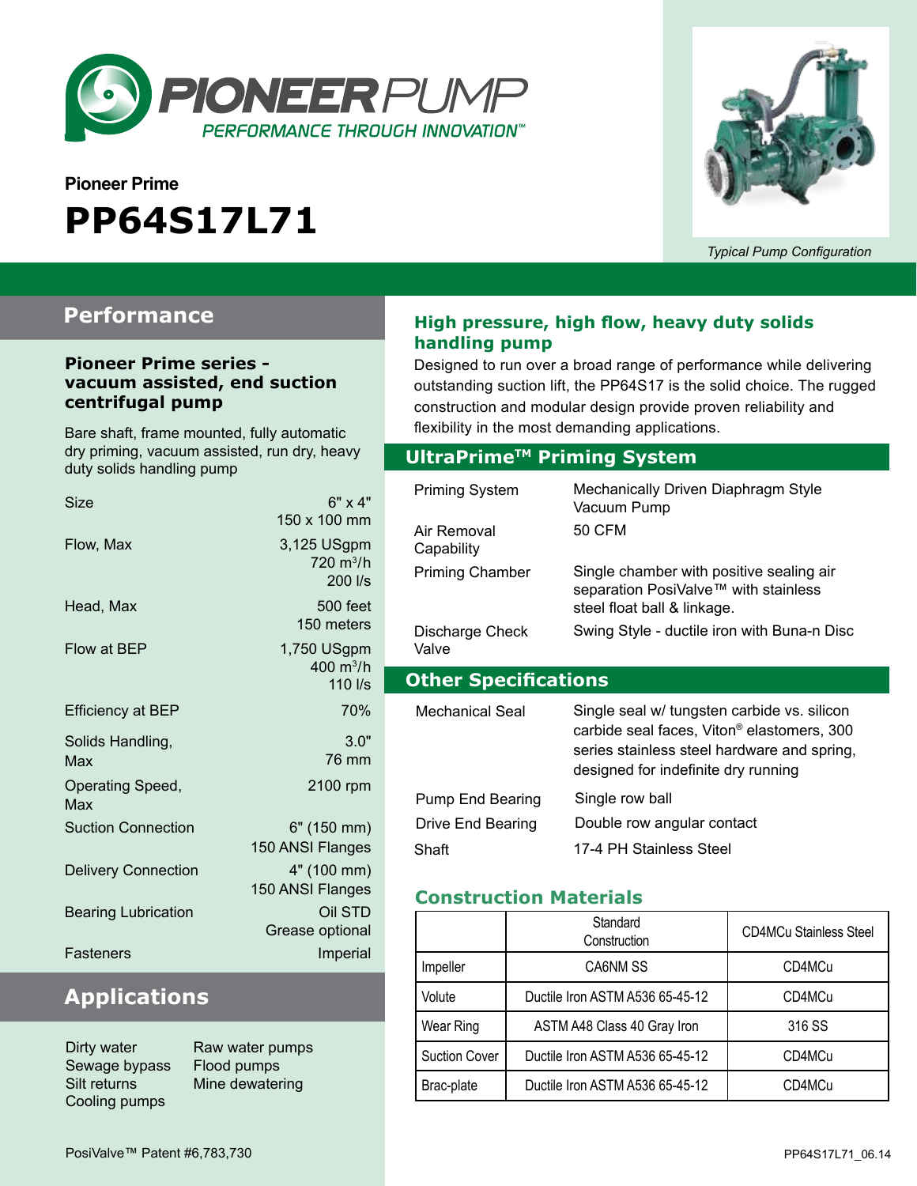PIONEER PUMP
PERFORMANCE THROUGH INNOVATION™

Pioneer Prime

# PP64S17L71

*Typical Pump Configuration*

## Performance

### Pioneer Prime series - vacuum assisted, end suction centrifugal pump

Bare shaft, frame mounted, fully automatic dry priming, vacuum assisted, run dry, heavy duty solids handling pump

| | |
|---|---|
| Size | 6" x 4"<br>150 x 100 mm |
| Flow, Max | 3,125 USgpm<br>720 m³/h<br>200 l/s |
| Head, Max | 500 feet<br>150 meters |
| Flow at BEP | 1,750 USgpm<br>400 m³/h<br>110 l/s |
| Efficiency at BEP | 70% |
| Solids Handling, Max | 3.0"<br>76 mm |
| Operating Speed, Max | 2100 rpm |
| Suction Connection | 6" (150 mm)<br>150 ANSI Flanges |
| Delivery Connection | 4" (100 mm)<br>150 ANSI Flanges |
| Bearing Lubrication | Oil STD<br>Grease optional |
| Fasteners | Imperial |

## Applications

- Dirty water
- Sewage bypass
- Silt returns
- Cooling pumps
- Raw water pumps
- Flood pumps
- Mine dewatering

### High pressure, high flow, heavy duty solids handling pump

Designed to run over a broad range of performance while delivering outstanding suction lift, the PP64S17 is the solid choice. The rugged construction and modular design provide proven reliability and flexibility in the most demanding applications.

## UltraPrime™ Priming System

| | |
|---|---|
| Priming System | Mechanically Driven Diaphragm Style Vacuum Pump |
| Air Removal Capability | 50 CFM |
| Priming Chamber | Single chamber with positive sealing air separation PosiValve™ with stainless steel float ball & linkage. |
| Discharge Check Valve | Swing Style - ductile iron with Buna-n Disc |

## Other Specifications

| | |
|---|---|
| Mechanical Seal | Single seal w/ tungsten carbide vs. silicon carbide seal faces, Viton® elastomers, 300 series stainless steel hardware and spring, designed for indefinite dry running |
| Pump End Bearing | Single row ball |
| Drive End Bearing | Double row angular contact |
| Shaft | 17-4 PH Stainless Steel |

### Construction Materials

| | Standard Construction | CD4MCu Stainless Steel |
|---|---|---|
| Impeller | CA6NM SS | CD4MCu |
| Volute | Ductile Iron ASTM A536 65-45-12 | CD4MCu |
| Wear Ring | ASTM A48 Class 40 Gray Iron | 316 SS |
| Suction Cover | Ductile Iron ASTM A536 65-45-12 | CD4MCu |
| Brac-plate | Ductile Iron ASTM A536 65-45-12 | CD4MCu |

PosiValve™ Patent #6,783,730

PP64S17L71_06.14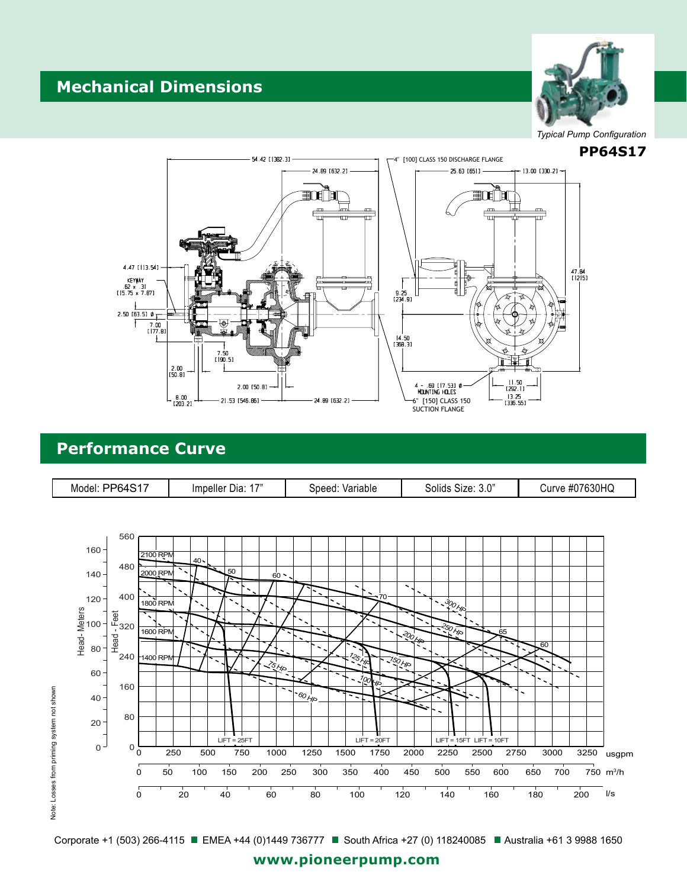## Mechanical Dimensions

*Typical Pump Configuration*

**PP64S17**

54.42 [1382.3]
24.89 [632.2]
4" [100] CLASS 150 DISCHARGE FLANGE
25.63 [651]
13.00 [330.2]
4.47 [113.54]
KEYWAY .62 x .31 [15.75 x 7.87]
2.50 [63.5] Ø
7.00 [177.8]
7.50 [190.5]
2.00 [50.8]
2.00 [50.8]
8.00 [203.2]
21.53 [546.86]
24.89 [632.2]
9.25 [234.9]
14.50 [368.3]
47.84 [1215]
4 - .69 [17.53] Ø MOUNTING HOLES
6" [150] CLASS 150 SUCTION FLANGE
11.50 [292.1]
13.25 [336.55]

## Performance Curve

| Model: PP64S17 | Impeller Dia: 17" | Speed: Variable | Solids Size: 3.0" | Curve #07630HQ |
|---|---|---|---|---|

Head - Meters: 0, 20, 40, 60, 80, 100, 120, 140, 160
Head - Feet: 0, 80, 160, 240, 320, 400, 480, 560

2100 RPM
2000 RPM
1800 RPM
1600 RPM
1400 RPM

40, 50, 60, 70, 65, 60

300 HP
250 HP
200 HP
150 HP
125 HP
100 HP
75 HP
60 HP

LIFT = 25FT
LIFT = 20FT
LIFT = 15FT
LIFT = 10FT

0, 250, 500, 750, 1000, 1250, 1500, 1750, 2000, 2250, 2500, 2750, 3000, 3250 usgpm
0, 50, 100, 150, 200, 250, 300, 350, 400, 450, 500, 550, 600, 650, 700, 750 m³/h
0, 20, 40, 60, 80, 100, 120, 140, 160, 180, 200 l/s

Note: Losses from priming system not shown

Corporate +1 (503) 266-4115 ■ EMEA +44 (0)1449 736777 ■ South Africa +27 (0) 118240085 ■ Australia +61 3 9988 1650

**www.pioneerpump.com**